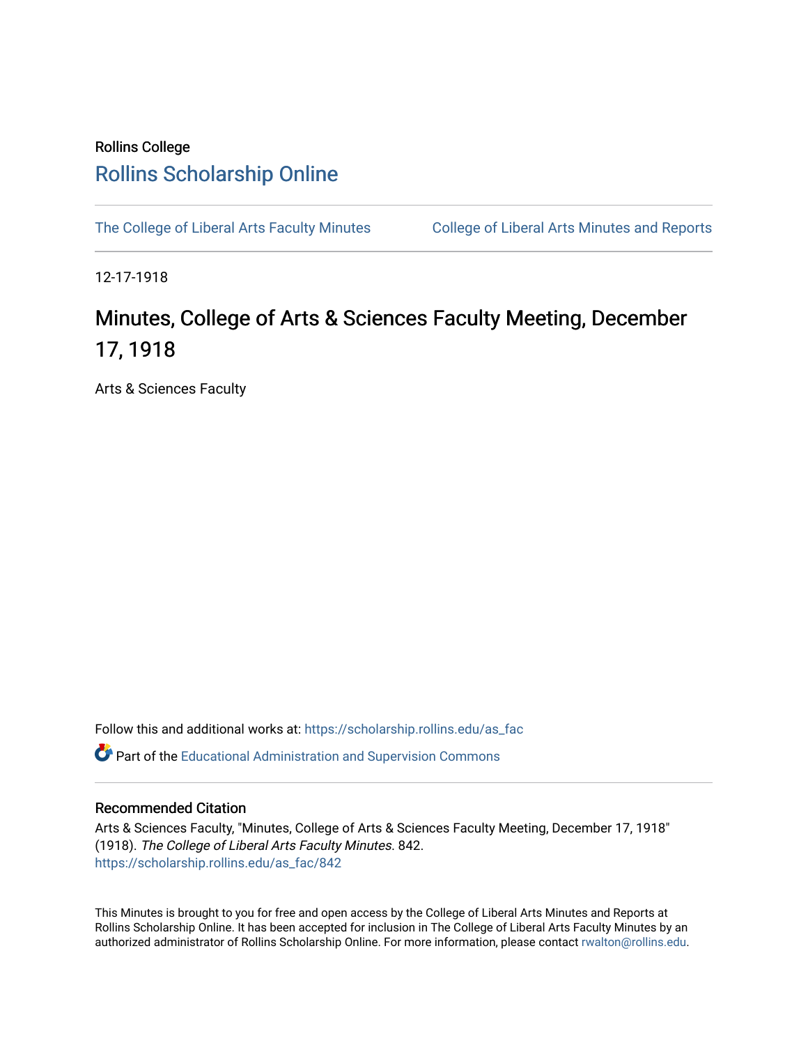Rollins College

# Rollins Scholarship Online

The College of Liberal Arts Faculty Minutes

College of Liberal Arts Minutes and Reports

12-17-1918

# Minutes, College of Arts & Sciences Faculty Meeting, December 17, 1918

Arts & Sciences Faculty

Follow this and additional works at: https://scholarship.rollins.edu/as_fac

Part of the Educational Administration and Supervision Commons

## Recommended Citation

Arts & Sciences Faculty, "Minutes, College of Arts & Sciences Faculty Meeting, December 17, 1918" (1918). *The College of Liberal Arts Faculty Minutes*. 842.
https://scholarship.rollins.edu/as_fac/842

This Minutes is brought to you for free and open access by the College of Liberal Arts Minutes and Reports at Rollins Scholarship Online. It has been accepted for inclusion in The College of Liberal Arts Faculty Minutes by an authorized administrator of Rollins Scholarship Online. For more information, please contact rwalton@rollins.edu.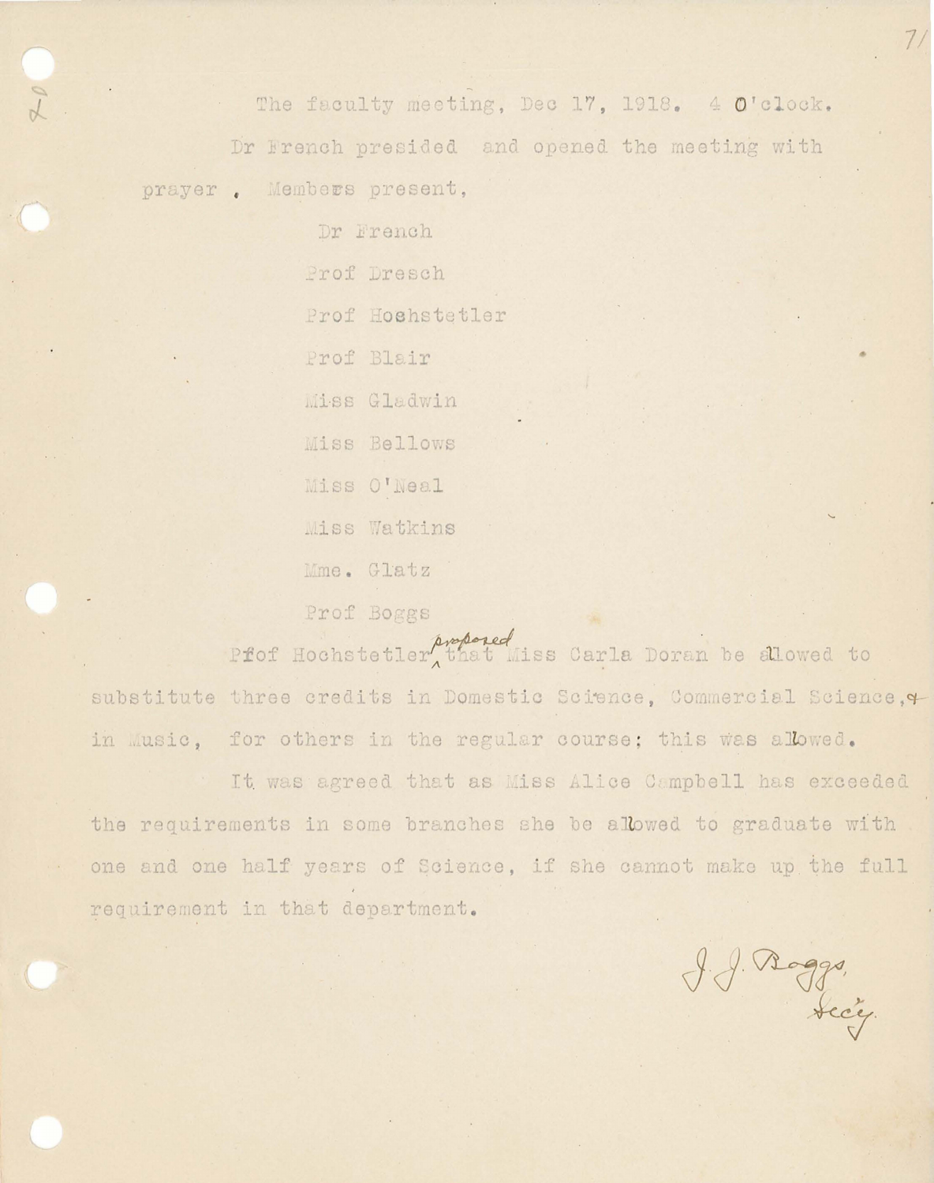The faculty meeting, Dec 17, 1918. 4 O'clock.

Dr French presided and opened the meeting with prayer. Members present,

Dr French

Prof Dresch

Prof Hoshstetler

Prof Blair

Miss Gladwin

Miss Bellows

Miss O'Neal

Miss Watkins

Mme. Glatz

Prof Boggs

Pfof Hochstetler proposed that Miss Carla Doran be allowed to substitute three credits in Domestic Science, Commercial Science, & in Music, for others in the regular course; this was allowed.

It was agreed that as Miss Alice Campbell has exceeded the requirements in some branches she be allowed to graduate with one and one half years of Science, if she cannot make up the full requirement in that department.

J. J. Boggs,
Secy.